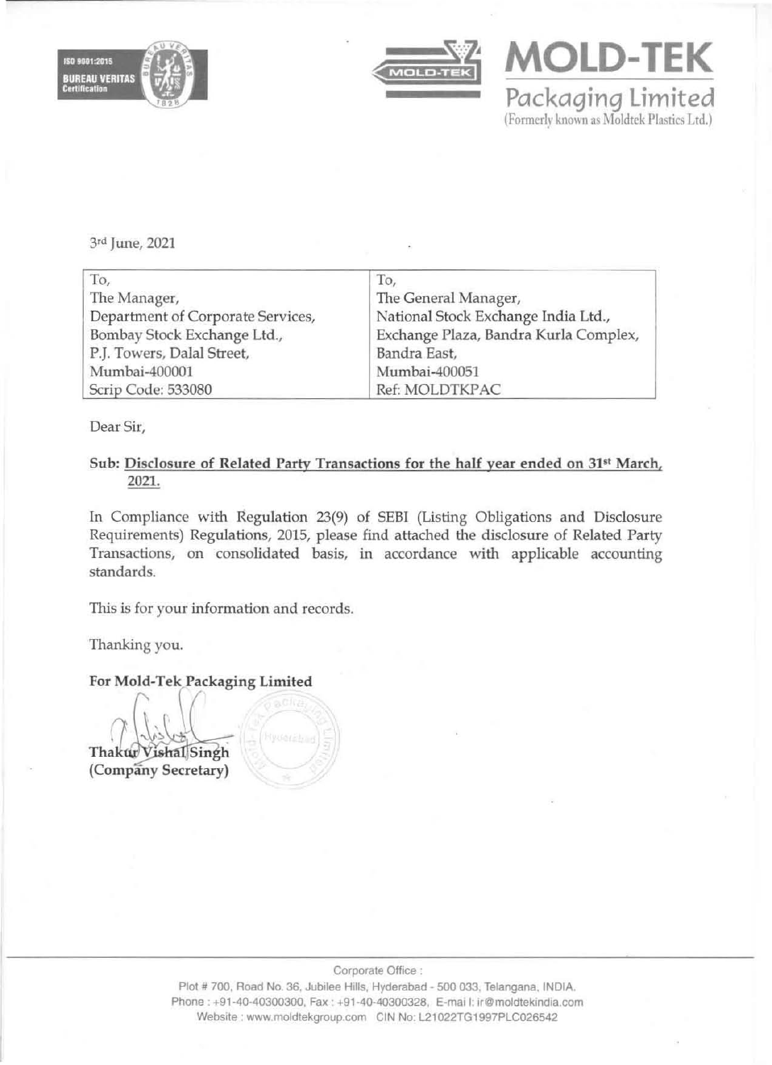**MOLD-TEK**
**Packaging Limited**
(Formerly known as Moldtek Plastics Ltd.)

3rd June, 2021

| To, | To, |
|---|---|
| The Manager, | The General Manager, |
| Department of Corporate Services, | National Stock Exchange India Ltd., |
| Bombay Stock Exchange Ltd., | Exchange Plaza, Bandra Kurla Complex, |
| P.J. Towers, Dalal Street, | Bandra East, |
| Mumbai-400001 | Mumbai-400051 |
| Scrip Code: 533080 | Ref: MOLDTKPAC |

Dear Sir,

**Sub: Disclosure of Related Party Transactions for the half year ended on 31st March, 2021.**

In Compliance with Regulation 23(9) of SEBI (Listing Obligations and Disclosure Requirements) Regulations, 2015, please find attached the disclosure of Related Party Transactions, on consolidated basis, in accordance with applicable accounting standards.

This is for your information and records.

Thanking you.

**For Mold-Tek Packaging Limited**

**Thakur Vishal Singh**
**(Company Secretary)**

Corporate Office :
Plot # 700, Road No. 36, Jubilee Hills, Hyderabad - 500 033, Telangana, INDIA.
Phone : +91-40-40300300, Fax : +91-40-40300328, E-mail: ir@moldtekindia.com
Website : www.moldtekgroup.com CIN No: L21022TG1997PLC026542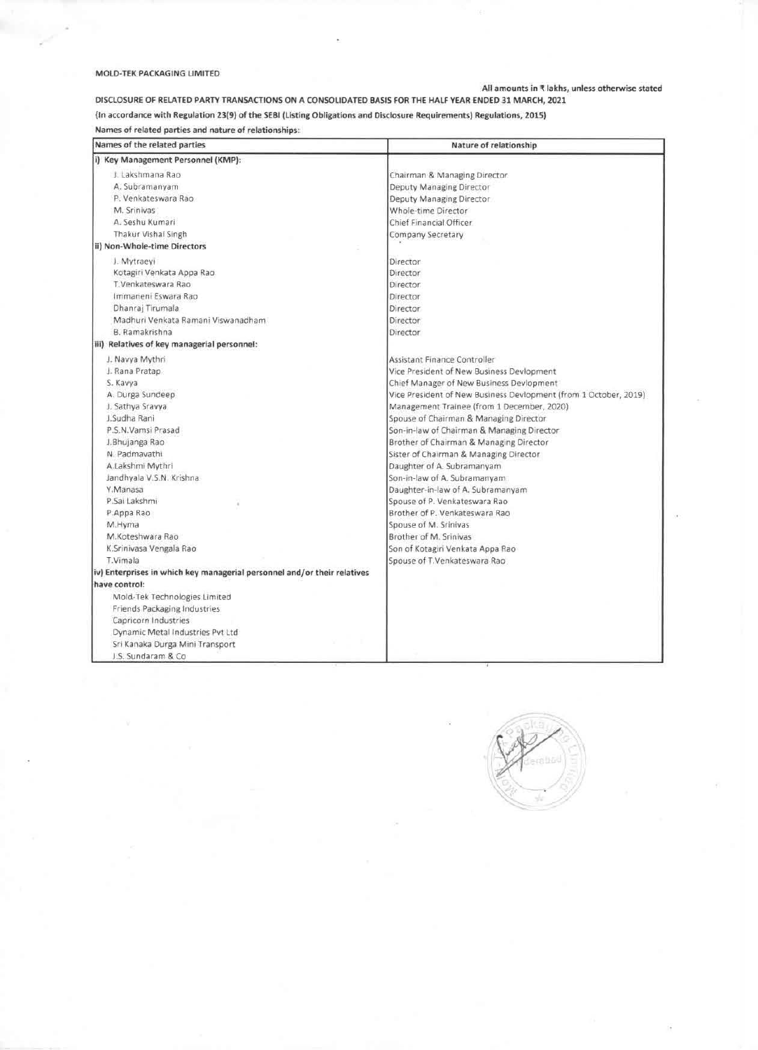MOLD-TEK PACKAGING LIMITED

All amounts in ₹ lakhs, unless otherwise stated

DISCLOSURE OF RELATED PARTY TRANSACTIONS ON A CONSOLIDATED BASIS FOR THE HALF YEAR ENDED 31 MARCH, 2021

(In accordance with Regulation 23(9) of the SEBI (Listing Obligations and Disclosure Requirements) Regulations, 2015)

Names of related parties and nature of relationships:

| Names of the related parties | Nature of relationship |
|---|---|
| **i) Key Management Personnel (KMP):** | |
| J. Lakshmana Rao | Chairman & Managing Director |
| A. Subramanyam | Deputy Managing Director |
| P. Venkateswara Rao | Deputy Managing Director |
| M. Srinivas | Whole-time Director |
| A. Seshu Kumari | Chief Financial Officer |
| Thakur Vishal Singh | Company Secretary |
| **ii) Non-Whole-time Directors** | |
| J. Mytraeyi | Director |
| Kotagiri Venkata Appa Rao | Director |
| T.Venkateswara Rao | Director |
| Immaneni Eswara Rao | Director |
| Dhanraj Tirumala | Director |
| Madhuri Venkata Ramani Viswanadham | Director |
| B. Ramakrishna | Director |
| **iii) Relatives of key managerial personnel:** | |
| J. Navya Mythri | Assistant Finance Controller |
| J. Rana Pratap | Vice President of New Business Devlopment |
| S. Kavya | Chief Manager of New Business Devlopment |
| A. Durga Sundeep | Vice President of New Business Devlopment (from 1 October, 2019) |
| J. Sathya Sravya | Management Trainee (from 1 December, 2020) |
| J.Sudha Rani | Spouse of Chairman & Managing Director |
| P.S.N.Vamsi Prasad | Son-in-law of Chairman & Managing Director |
| J.Bhujanga Rao | Brother of Chairman & Managing Director |
| N. Padmavathi | Sister of Chairman & Managing Director |
| A.Lakshmi Mythri | Daughter of A. Subramanyam |
| Jandhyala V.S.N. Krishna | Son-in-law of A. Subramanyam |
| Y.Manasa | Daughter-in-law of A. Subramanyam |
| P.Sai Lakshmi | Spouse of P. Venkateswara Rao |
| P.Appa Rao | Brother of P. Venkateswara Rao |
| M.Hyma | Spouse of M. Srinivas |
| M.Koteshwara Rao | Brother of M. Srinivas |
| K.Srinivasa Vengala Rao | Son of Kotagiri Venkata Appa Rao |
| T.Vimala | Spouse of T.Venkateswara Rao |
| **iv) Enterprises in which key managerial personnel and/or their relatives have control:** | |
| Mold-Tek Technologies Limited | |
| Friends Packaging Industries | |
| Capricorn Industries | |
| Dynamic Metal Industries Pvt Ltd | |
| Sri Kanaka Durga Mini Transport | |
| J.S. Sundaram & Co | |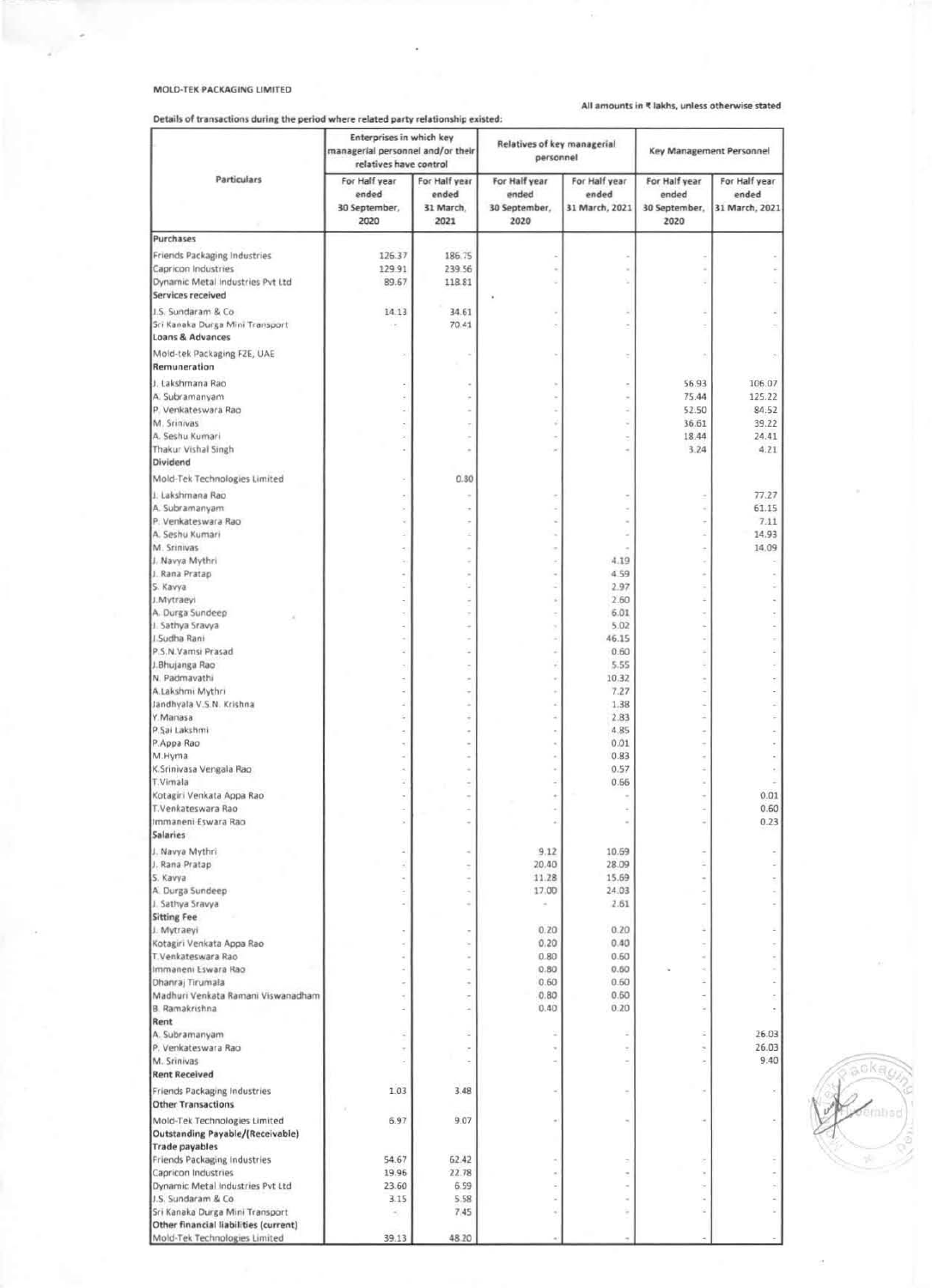MOLD-TEK PACKAGING LIMITED

All amounts in ₹ lakhs, unless otherwise stated

Details of transactions during the period where related party relationship existed:

| Particulars | Enterprises in which key managerial personnel and/or their relatives have control | | Relatives of key managerial personnel | | Key Management Personnel | |
|---|---|---|---|---|---|---|
| | For Half year ended 30 September, 2020 | For Half year ended 31 March, 2021 | For Half year ended 30 September, 2020 | For Half year ended 31 March, 2021 | For Half year ended 30 September, 2020 | For Half year ended 31 March, 2021 |
| **Purchases** | | | | | | |
| Friends Packaging Industries | 126.37 | 186.75 | - | - | - | - |
| Capricon Industries | 129.91 | 239.56 | - | - | - | - |
| Dynamic Metal Industries Pvt Ltd | 89.67 | 118.81 | - | - | - | - |
| **Services received** | | | | | | |
| J.S. Sundaram & Co | 14.13 | 34.61 | - | - | - | - |
| Sri Kanaka Durga Mini Transport | - | 70.41 | - | - | - | - |
| **Loans & Advances** | | | | | | |
| Mold-tek Packaging FZE, UAE | - | - | - | - | - | - |
| **Remuneration** | | | | | | |
| J. Lakshmana Rao | - | - | - | - | 56.93 | 106.07 |
| A. Subramanyam | - | - | - | - | 75.44 | 125.22 |
| P. Venkateswara Rao | - | - | - | - | 52.50 | 84.52 |
| M. Srinivas | - | - | - | - | 36.61 | 39.22 |
| A. Seshu Kumari | - | - | - | - | 18.44 | 24.41 |
| Thakur Vishal Singh | - | - | - | - | 3.24 | 4.21 |
| **Dividend** | | | | | | |
| Mold-Tek Technologies Limited | - | 0.80 | | | | |
| J. Lakshmana Rao | - | - | - | - | - | 77.27 |
| A. Subramanyam | - | - | - | - | - | 61.15 |
| P. Venkateswara Rao | - | - | - | - | - | 7.11 |
| A. Seshu Kumari | - | - | - | - | - | 14.93 |
| M. Srinivas | - | - | - | - | - | 14.09 |
| J. Navya Mythri | - | - | - | 4.19 | - | - |
| J. Rana Pratap | - | - | - | 4.59 | - | - |
| S. Kavya | - | - | - | 2.97 | - | - |
| J.Mytraeyi | - | - | - | 2.60 | - | - |
| A. Durga Sundeep | - | - | - | 6.01 | - | - |
| J. Sathya Sravya | - | - | - | 5.02 | - | - |
| J.Sudha Rani | - | - | - | 46.15 | - | - |
| P.S.N.Vamsi Prasad | - | - | - | 0.60 | - | - |
| J.Bhujanga Rao | - | - | - | 5.55 | - | - |
| N. Padmavathi | - | - | - | 10.32 | - | - |
| A.Lakshmi Mythri | - | - | - | 7.27 | - | - |
| Jandhyala V.S.N. Krishna | - | - | - | 1.38 | - | - |
| Y.Manasa | - | - | - | 2.83 | - | - |
| P.Sai Lakshmi | - | - | - | 4.85 | - | - |
| P.Appa Rao | - | - | - | 0.01 | - | - |
| M.Hyma | - | - | - | 0.83 | - | - |
| K.Srinivasa Vengala Rao | - | - | - | 0.57 | - | - |
| T.Vimala | - | - | - | 0.66 | - | - |
| Kotagiri Venkata Appa Rao | - | - | - | - | - | 0.01 |
| T.Venkateswara Rao | - | - | - | - | - | 0.60 |
| Immaneni Eswara Rao | - | - | - | - | - | 0.23 |
| **Salaries** | | | | | | |
| J. Navya Mythri | - | - | 9.12 | 10.69 | - | - |
| J. Rana Pratap | - | - | 20.40 | 28.09 | - | - |
| S. Kavya | - | - | 11.28 | 15.69 | - | - |
| A. Durga Sundeep | - | - | 17.00 | 24.03 | - | - |
| J. Sathya Sravya | - | - | - | 2.61 | - | - |
| **Sitting Fee** | | | | | | |
| J. Mytraeyi | - | - | 0.20 | 0.20 | - | - |
| Kotagiri Venkata Appa Rao | - | - | 0.20 | 0.40 | - | - |
| T.Venkateswara Rao | - | - | 0.80 | 0.60 | - | - |
| Immaneni Eswara Rao | - | - | 0.80 | 0.60 | - | - |
| Dhanraj Tirumala | - | - | 0.60 | 0.60 | - | - |
| Madhuri Venkata Ramani Viswanadham | - | - | 0.80 | 0.60 | - | - |
| B. Ramakrishna | - | - | 0.40 | 0.20 | - | - |
| **Rent** | | | | | | |
| A. Subramanyam | - | - | - | - | - | 26.03 |
| P. Venkateswara Rao | - | - | - | - | - | 26.03 |
| M. Srinivas | - | - | - | - | - | 9.40 |
| **Rent Received** | | | | | | |
| Friends Packaging Industries | 1.03 | 3.48 | - | - | - | - |
| **Other Transactions** | | | | | | |
| Mold-Tek Technologies Limited | 6.97 | 9.07 | - | - | - | - |
| **Outstanding Payable/(Receivable)** | | | | | | |
| **Trade payables** | | | | | | |
| Friends Packaging Industries | 54.67 | 62.42 | - | - | - | - |
| Capricon Industries | 19.96 | 22.78 | - | - | - | - |
| Dynamic Metal Industries Pvt Ltd | 23.60 | 6.59 | - | - | - | - |
| J.S. Sundaram & Co | 3.15 | 5.58 | - | - | - | - |
| Sri Kanaka Durga Mini Transport | - | 7.45 | - | - | - | - |
| **Other financial liabilities (current)** | | | | | | |
| Mold-Tek Technologies Limited | 39.13 | 48.20 | - | - | - | - |